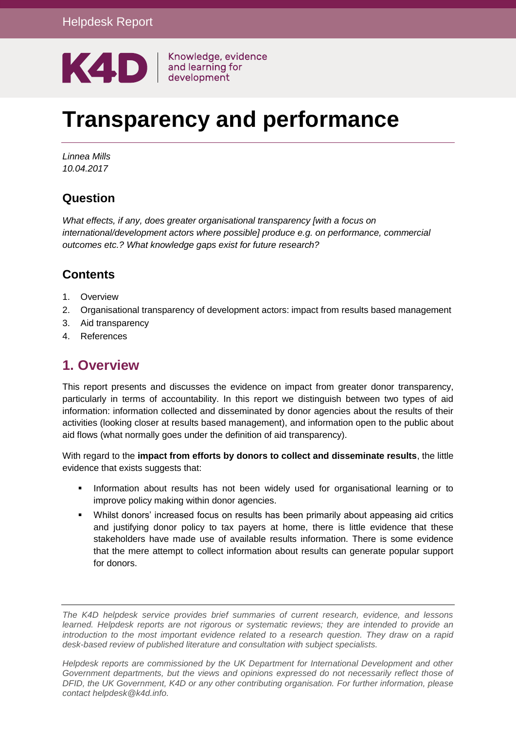Helpdesk Report

K4D Knowledge, evidence and learning for development

# Transparency and performance

*Linnea Mills*
*10.04.2017*

## Question

*What effects, if any, does greater organisational transparency [with a focus on international/development actors where possible] produce e.g. on performance, commercial outcomes etc.? What knowledge gaps exist for future research?*

## Contents

1. Overview
2. Organisational transparency of development actors: impact from results based management
3. Aid transparency
4. References

## 1. Overview

This report presents and discusses the evidence on impact from greater donor transparency, particularly in terms of accountability. In this report we distinguish between two types of aid information: information collected and disseminated by donor agencies about the results of their activities (looking closer at results based management), and information open to the public about aid flows (what normally goes under the definition of aid transparency).

With regard to the **impact from efforts by donors to collect and disseminate results**, the little evidence that exists suggests that:

- Information about results has not been widely used for organisational learning or to improve policy making within donor agencies.
- Whilst donors' increased focus on results has been primarily about appeasing aid critics and justifying donor policy to tax payers at home, there is little evidence that these stakeholders have made use of available results information. There is some evidence that the mere attempt to collect information about results can generate popular support for donors.

*The K4D helpdesk service provides brief summaries of current research, evidence, and lessons learned. Helpdesk reports are not rigorous or systematic reviews; they are intended to provide an introduction to the most important evidence related to a research question. They draw on a rapid desk-based review of published literature and consultation with subject specialists.*

*Helpdesk reports are commissioned by the UK Department for International Development and other Government departments, but the views and opinions expressed do not necessarily reflect those of DFID, the UK Government, K4D or any other contributing organisation. For further information, please contact helpdesk@k4d.info.*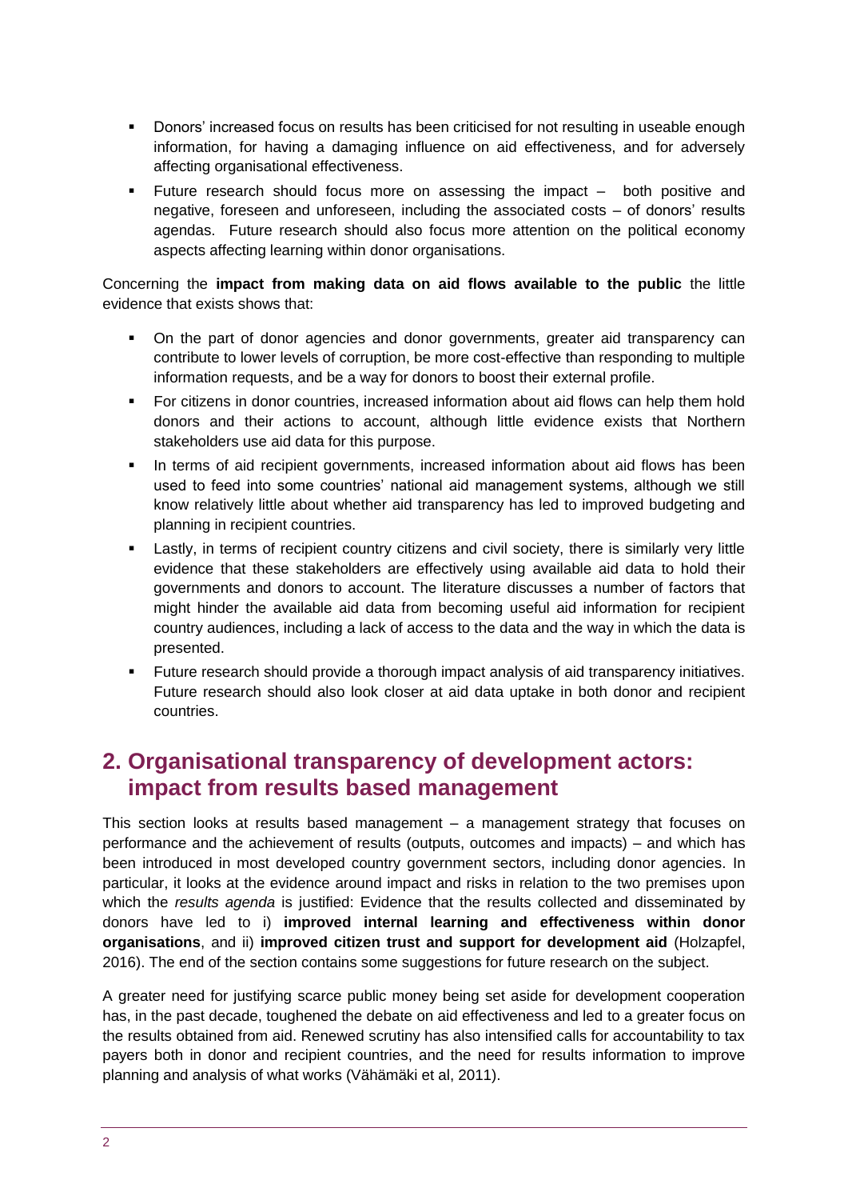- Donors' increased focus on results has been criticised for not resulting in useable enough information, for having a damaging influence on aid effectiveness, and for adversely affecting organisational effectiveness.
- Future research should focus more on assessing the impact – both positive and negative, foreseen and unforeseen, including the associated costs – of donors' results agendas. Future research should also focus more attention on the political economy aspects affecting learning within donor organisations.

Concerning the **impact from making data on aid flows available to the public** the little evidence that exists shows that:

- On the part of donor agencies and donor governments, greater aid transparency can contribute to lower levels of corruption, be more cost-effective than responding to multiple information requests, and be a way for donors to boost their external profile.
- For citizens in donor countries, increased information about aid flows can help them hold donors and their actions to account, although little evidence exists that Northern stakeholders use aid data for this purpose.
- In terms of aid recipient governments, increased information about aid flows has been used to feed into some countries' national aid management systems, although we still know relatively little about whether aid transparency has led to improved budgeting and planning in recipient countries.
- Lastly, in terms of recipient country citizens and civil society, there is similarly very little evidence that these stakeholders are effectively using available aid data to hold their governments and donors to account. The literature discusses a number of factors that might hinder the available aid data from becoming useful aid information for recipient country audiences, including a lack of access to the data and the way in which the data is presented.
- Future research should provide a thorough impact analysis of aid transparency initiatives. Future research should also look closer at aid data uptake in both donor and recipient countries.

## 2. Organisational transparency of development actors: impact from results based management

This section looks at results based management – a management strategy that focuses on performance and the achievement of results (outputs, outcomes and impacts) – and which has been introduced in most developed country government sectors, including donor agencies. In particular, it looks at the evidence around impact and risks in relation to the two premises upon which the *results agenda* is justified: Evidence that the results collected and disseminated by donors have led to i) **improved internal learning and effectiveness within donor organisations**, and ii) **improved citizen trust and support for development aid** (Holzapfel, 2016). The end of the section contains some suggestions for future research on the subject.

A greater need for justifying scarce public money being set aside for development cooperation has, in the past decade, toughened the debate on aid effectiveness and led to a greater focus on the results obtained from aid. Renewed scrutiny has also intensified calls for accountability to tax payers both in donor and recipient countries, and the need for results information to improve planning and analysis of what works (Vähämäki et al, 2011).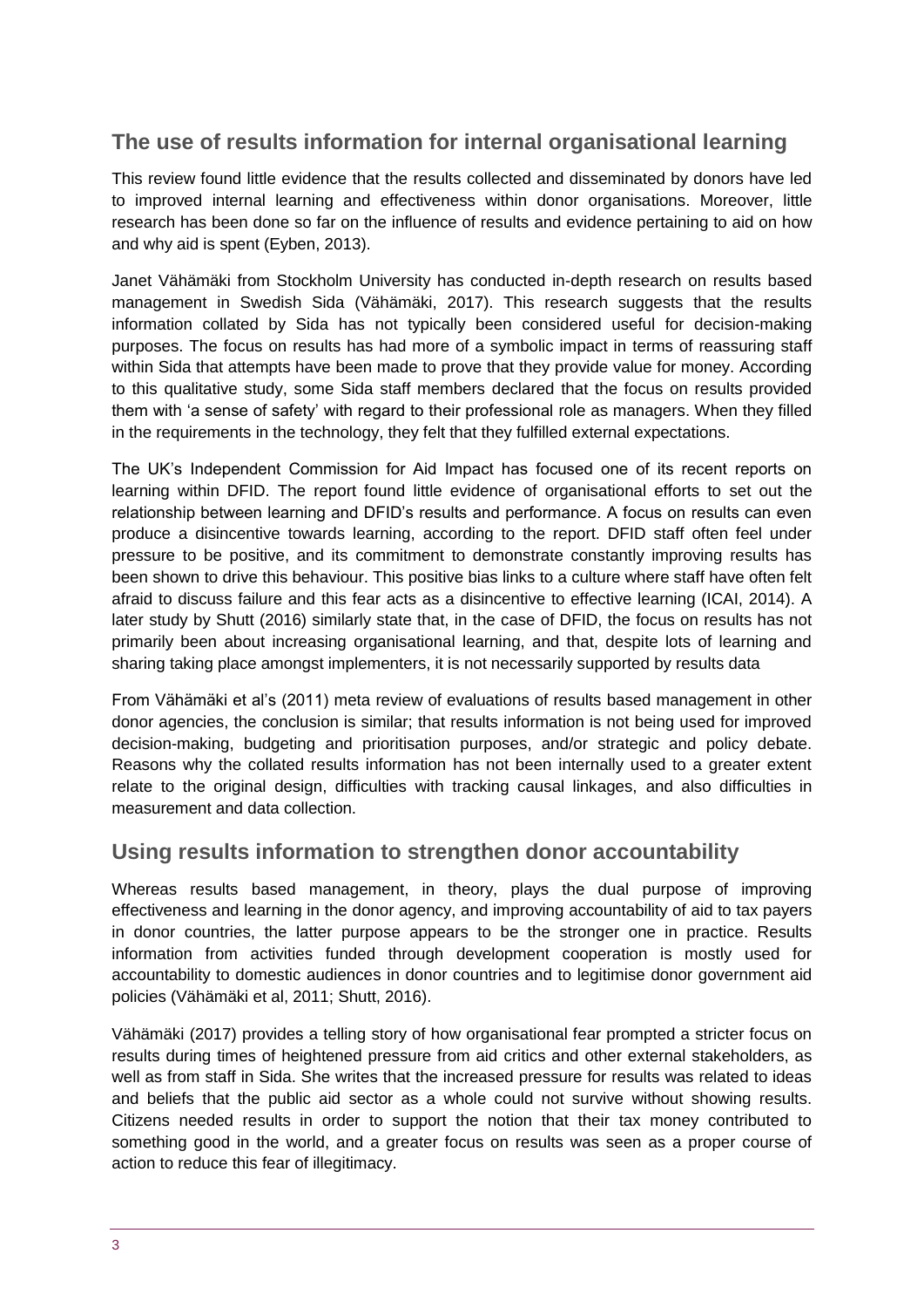## The use of results information for internal organisational learning

This review found little evidence that the results collected and disseminated by donors have led to improved internal learning and effectiveness within donor organisations. Moreover, little research has been done so far on the influence of results and evidence pertaining to aid on how and why aid is spent (Eyben, 2013).

Janet Vähämäki from Stockholm University has conducted in-depth research on results based management in Swedish Sida (Vähämäki, 2017). This research suggests that the results information collated by Sida has not typically been considered useful for decision-making purposes. The focus on results has had more of a symbolic impact in terms of reassuring staff within Sida that attempts have been made to prove that they provide value for money. According to this qualitative study, some Sida staff members declared that the focus on results provided them with 'a sense of safety' with regard to their professional role as managers. When they filled in the requirements in the technology, they felt that they fulfilled external expectations.

The UK's Independent Commission for Aid Impact has focused one of its recent reports on learning within DFID. The report found little evidence of organisational efforts to set out the relationship between learning and DFID's results and performance. A focus on results can even produce a disincentive towards learning, according to the report. DFID staff often feel under pressure to be positive, and its commitment to demonstrate constantly improving results has been shown to drive this behaviour. This positive bias links to a culture where staff have often felt afraid to discuss failure and this fear acts as a disincentive to effective learning (ICAI, 2014). A later study by Shutt (2016) similarly state that, in the case of DFID, the focus on results has not primarily been about increasing organisational learning, and that, despite lots of learning and sharing taking place amongst implementers, it is not necessarily supported by results data

From Vähämäki et al's (2011) meta review of evaluations of results based management in other donor agencies, the conclusion is similar; that results information is not being used for improved decision-making, budgeting and prioritisation purposes, and/or strategic and policy debate. Reasons why the collated results information has not been internally used to a greater extent relate to the original design, difficulties with tracking causal linkages, and also difficulties in measurement and data collection.

## Using results information to strengthen donor accountability

Whereas results based management, in theory, plays the dual purpose of improving effectiveness and learning in the donor agency, and improving accountability of aid to tax payers in donor countries, the latter purpose appears to be the stronger one in practice. Results information from activities funded through development cooperation is mostly used for accountability to domestic audiences in donor countries and to legitimise donor government aid policies (Vähämäki et al, 2011; Shutt, 2016).

Vähämäki (2017) provides a telling story of how organisational fear prompted a stricter focus on results during times of heightened pressure from aid critics and other external stakeholders, as well as from staff in Sida. She writes that the increased pressure for results was related to ideas and beliefs that the public aid sector as a whole could not survive without showing results. Citizens needed results in order to support the notion that their tax money contributed to something good in the world, and a greater focus on results was seen as a proper course of action to reduce this fear of illegitimacy.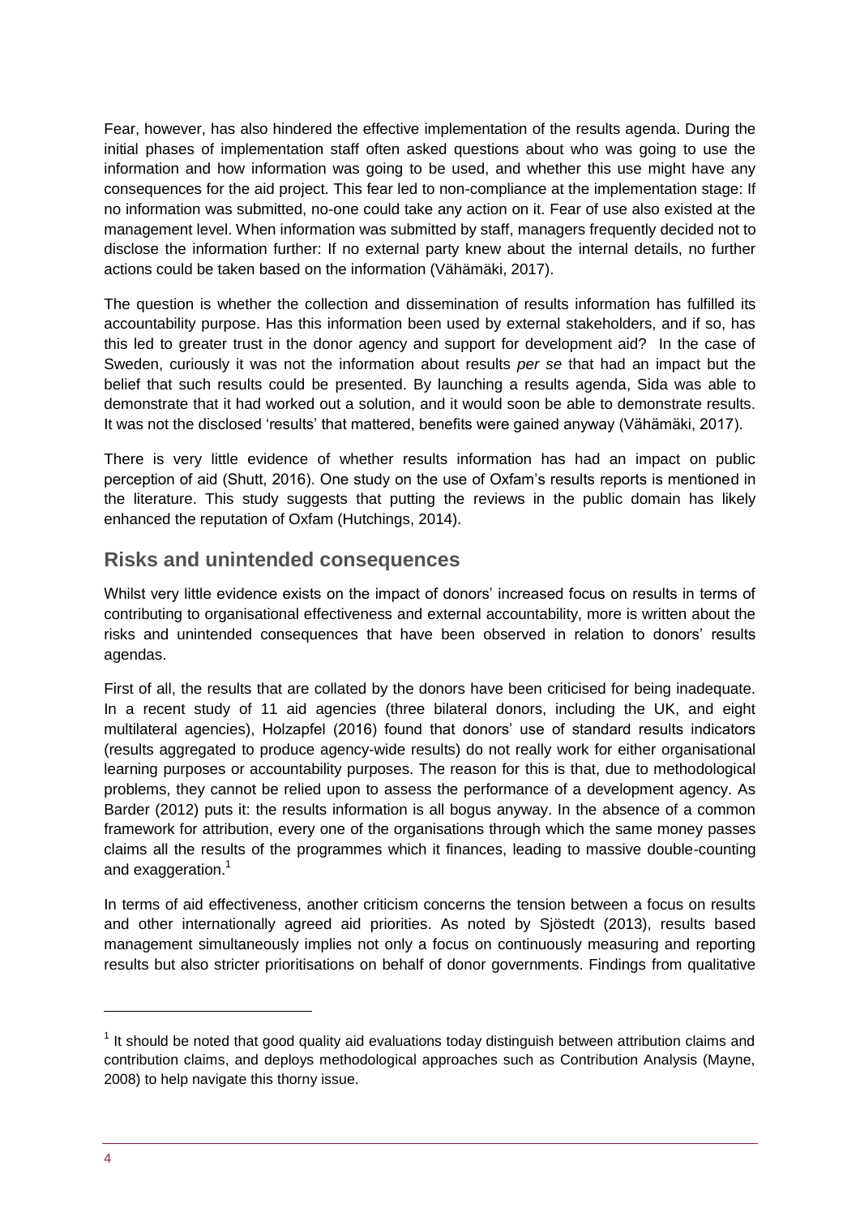Fear, however, has also hindered the effective implementation of the results agenda. During the initial phases of implementation staff often asked questions about who was going to use the information and how information was going to be used, and whether this use might have any consequences for the aid project. This fear led to non-compliance at the implementation stage: If no information was submitted, no-one could take any action on it. Fear of use also existed at the management level. When information was submitted by staff, managers frequently decided not to disclose the information further: If no external party knew about the internal details, no further actions could be taken based on the information (Vähämäki, 2017).

The question is whether the collection and dissemination of results information has fulfilled its accountability purpose. Has this information been used by external stakeholders, and if so, has this led to greater trust in the donor agency and support for development aid? In the case of Sweden, curiously it was not the information about results *per se* that had an impact but the belief that such results could be presented. By launching a results agenda, Sida was able to demonstrate that it had worked out a solution, and it would soon be able to demonstrate results. It was not the disclosed 'results' that mattered, benefits were gained anyway (Vähämäki, 2017).

There is very little evidence of whether results information has had an impact on public perception of aid (Shutt, 2016). One study on the use of Oxfam's results reports is mentioned in the literature. This study suggests that putting the reviews in the public domain has likely enhanced the reputation of Oxfam (Hutchings, 2014).

## Risks and unintended consequences

Whilst very little evidence exists on the impact of donors' increased focus on results in terms of contributing to organisational effectiveness and external accountability, more is written about the risks and unintended consequences that have been observed in relation to donors' results agendas.

First of all, the results that are collated by the donors have been criticised for being inadequate. In a recent study of 11 aid agencies (three bilateral donors, including the UK, and eight multilateral agencies), Holzapfel (2016) found that donors' use of standard results indicators (results aggregated to produce agency-wide results) do not really work for either organisational learning purposes or accountability purposes. The reason for this is that, due to methodological problems, they cannot be relied upon to assess the performance of a development agency. As Barder (2012) puts it: the results information is all bogus anyway. In the absence of a common framework for attribution, every one of the organisations through which the same money passes claims all the results of the programmes which it finances, leading to massive double-counting and exaggeration.[1]

In terms of aid effectiveness, another criticism concerns the tension between a focus on results and other internationally agreed aid priorities. As noted by Sjöstedt (2013), results based management simultaneously implies not only a focus on continuously measuring and reporting results but also stricter prioritisations on behalf of donor governments. Findings from qualitative

[1] It should be noted that good quality aid evaluations today distinguish between attribution claims and contribution claims, and deploys methodological approaches such as Contribution Analysis (Mayne, 2008) to help navigate this thorny issue.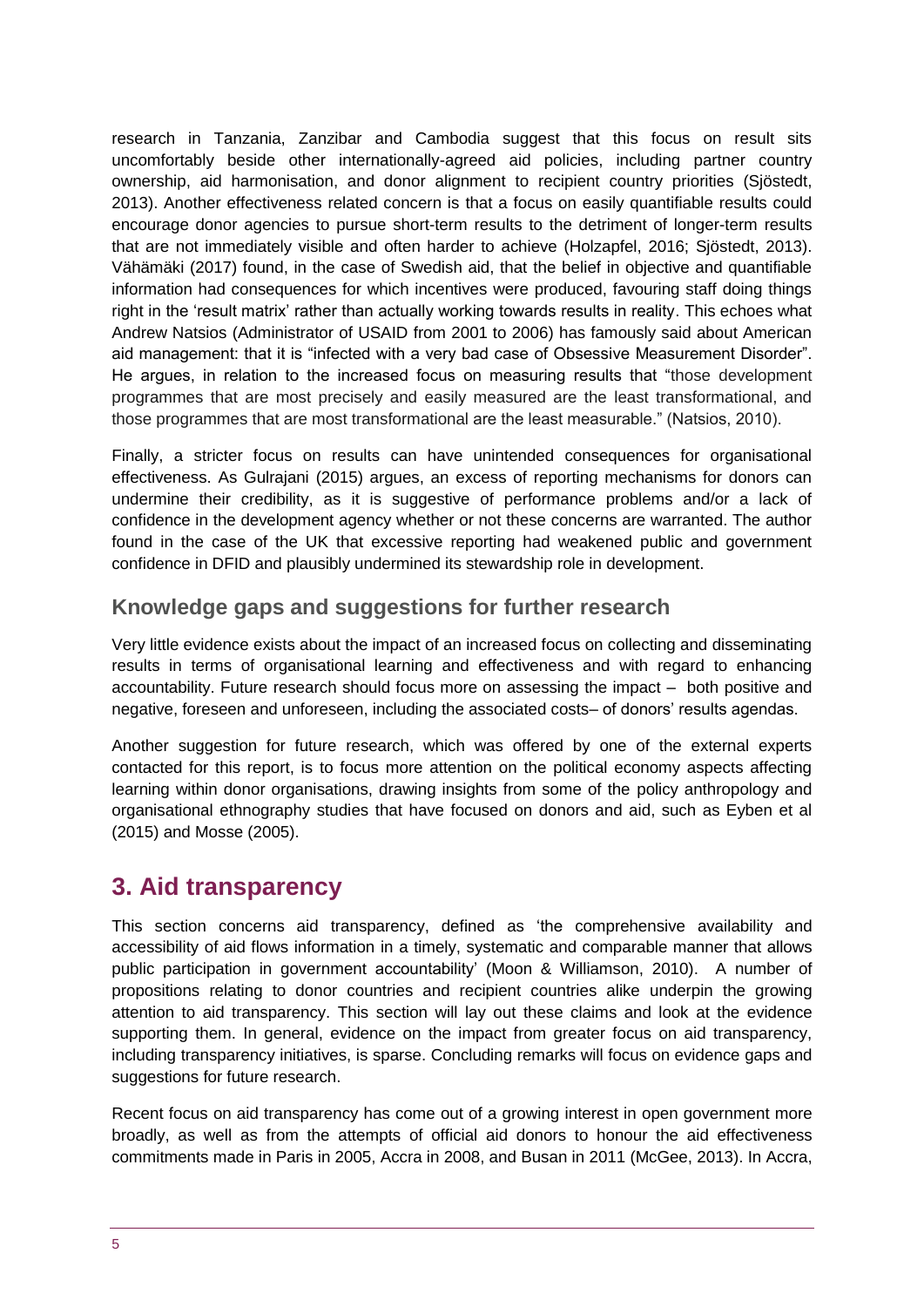research in Tanzania, Zanzibar and Cambodia suggest that this focus on result sits uncomfortably beside other internationally-agreed aid policies, including partner country ownership, aid harmonisation, and donor alignment to recipient country priorities (Sjöstedt, 2013). Another effectiveness related concern is that a focus on easily quantifiable results could encourage donor agencies to pursue short-term results to the detriment of longer-term results that are not immediately visible and often harder to achieve (Holzapfel, 2016; Sjöstedt, 2013). Vähämäki (2017) found, in the case of Swedish aid, that the belief in objective and quantifiable information had consequences for which incentives were produced, favouring staff doing things right in the 'result matrix' rather than actually working towards results in reality. This echoes what Andrew Natsios (Administrator of USAID from 2001 to 2006) has famously said about American aid management: that it is "infected with a very bad case of Obsessive Measurement Disorder". He argues, in relation to the increased focus on measuring results that "those development programmes that are most precisely and easily measured are the least transformational, and those programmes that are most transformational are the least measurable." (Natsios, 2010).

Finally, a stricter focus on results can have unintended consequences for organisational effectiveness. As Gulrajani (2015) argues, an excess of reporting mechanisms for donors can undermine their credibility, as it is suggestive of performance problems and/or a lack of confidence in the development agency whether or not these concerns are warranted. The author found in the case of the UK that excessive reporting had weakened public and government confidence in DFID and plausibly undermined its stewardship role in development.

### Knowledge gaps and suggestions for further research

Very little evidence exists about the impact of an increased focus on collecting and disseminating results in terms of organisational learning and effectiveness and with regard to enhancing accountability. Future research should focus more on assessing the impact – both positive and negative, foreseen and unforeseen, including the associated costs– of donors' results agendas.

Another suggestion for future research, which was offered by one of the external experts contacted for this report, is to focus more attention on the political economy aspects affecting learning within donor organisations, drawing insights from some of the policy anthropology and organisational ethnography studies that have focused on donors and aid, such as Eyben et al (2015) and Mosse (2005).

## 3. Aid transparency

This section concerns aid transparency, defined as 'the comprehensive availability and accessibility of aid flows information in a timely, systematic and comparable manner that allows public participation in government accountability' (Moon & Williamson, 2010). A number of propositions relating to donor countries and recipient countries alike underpin the growing attention to aid transparency. This section will lay out these claims and look at the evidence supporting them. In general, evidence on the impact from greater focus on aid transparency, including transparency initiatives, is sparse. Concluding remarks will focus on evidence gaps and suggestions for future research.

Recent focus on aid transparency has come out of a growing interest in open government more broadly, as well as from the attempts of official aid donors to honour the aid effectiveness commitments made in Paris in 2005, Accra in 2008, and Busan in 2011 (McGee, 2013). In Accra,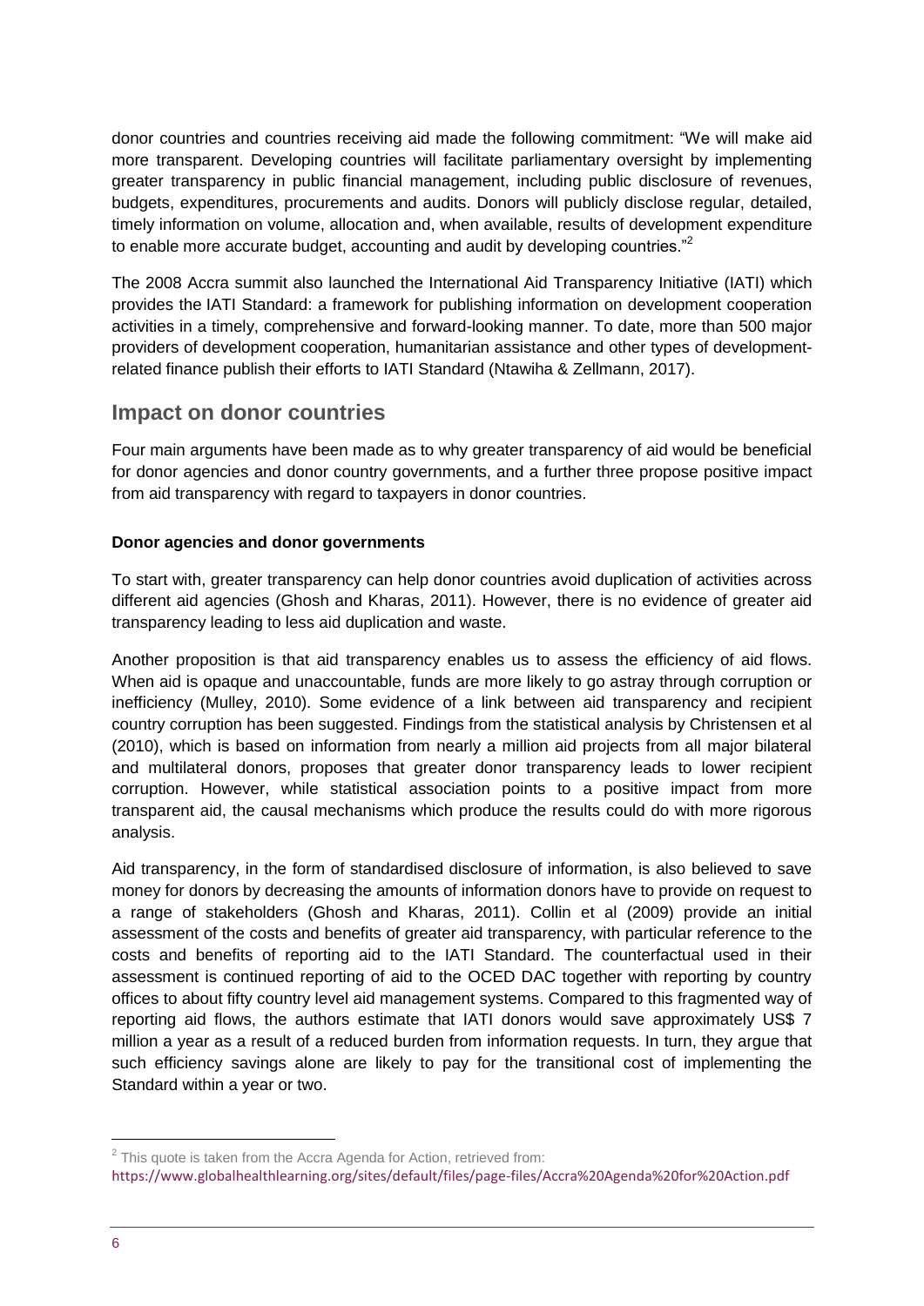donor countries and countries receiving aid made the following commitment: "We will make aid more transparent. Developing countries will facilitate parliamentary oversight by implementing greater transparency in public financial management, including public disclosure of revenues, budgets, expenditures, procurements and audits. Donors will publicly disclose regular, detailed, timely information on volume, allocation and, when available, results of development expenditure to enable more accurate budget, accounting and audit by developing countries."[2]

The 2008 Accra summit also launched the International Aid Transparency Initiative (IATI) which provides the IATI Standard: a framework for publishing information on development cooperation activities in a timely, comprehensive and forward-looking manner. To date, more than 500 major providers of development cooperation, humanitarian assistance and other types of development-related finance publish their efforts to IATI Standard (Ntawiha & Zellmann, 2017).

## Impact on donor countries

Four main arguments have been made as to why greater transparency of aid would be beneficial for donor agencies and donor country governments, and a further three propose positive impact from aid transparency with regard to taxpayers in donor countries.

**Donor agencies and donor governments**

To start with, greater transparency can help donor countries avoid duplication of activities across different aid agencies (Ghosh and Kharas, 2011). However, there is no evidence of greater aid transparency leading to less aid duplication and waste.

Another proposition is that aid transparency enables us to assess the efficiency of aid flows. When aid is opaque and unaccountable, funds are more likely to go astray through corruption or inefficiency (Mulley, 2010). Some evidence of a link between aid transparency and recipient country corruption has been suggested. Findings from the statistical analysis by Christensen et al (2010), which is based on information from nearly a million aid projects from all major bilateral and multilateral donors, proposes that greater donor transparency leads to lower recipient corruption. However, while statistical association points to a positive impact from more transparent aid, the causal mechanisms which produce the results could do with more rigorous analysis.

Aid transparency, in the form of standardised disclosure of information, is also believed to save money for donors by decreasing the amounts of information donors have to provide on request to a range of stakeholders (Ghosh and Kharas, 2011). Collin et al (2009) provide an initial assessment of the costs and benefits of greater aid transparency, with particular reference to the costs and benefits of reporting aid to the IATI Standard. The counterfactual used in their assessment is continued reporting of aid to the OCED DAC together with reporting by country offices to about fifty country level aid management systems. Compared to this fragmented way of reporting aid flows, the authors estimate that IATI donors would save approximately US$ 7 million a year as a result of a reduced burden from information requests. In turn, they argue that such efficiency savings alone are likely to pay for the transitional cost of implementing the Standard within a year or two.

---

[2] This quote is taken from the Accra Agenda for Action, retrieved from: https://www.globalhealthlearning.org/sites/default/files/page-files/Accra%20Agenda%20for%20Action.pdf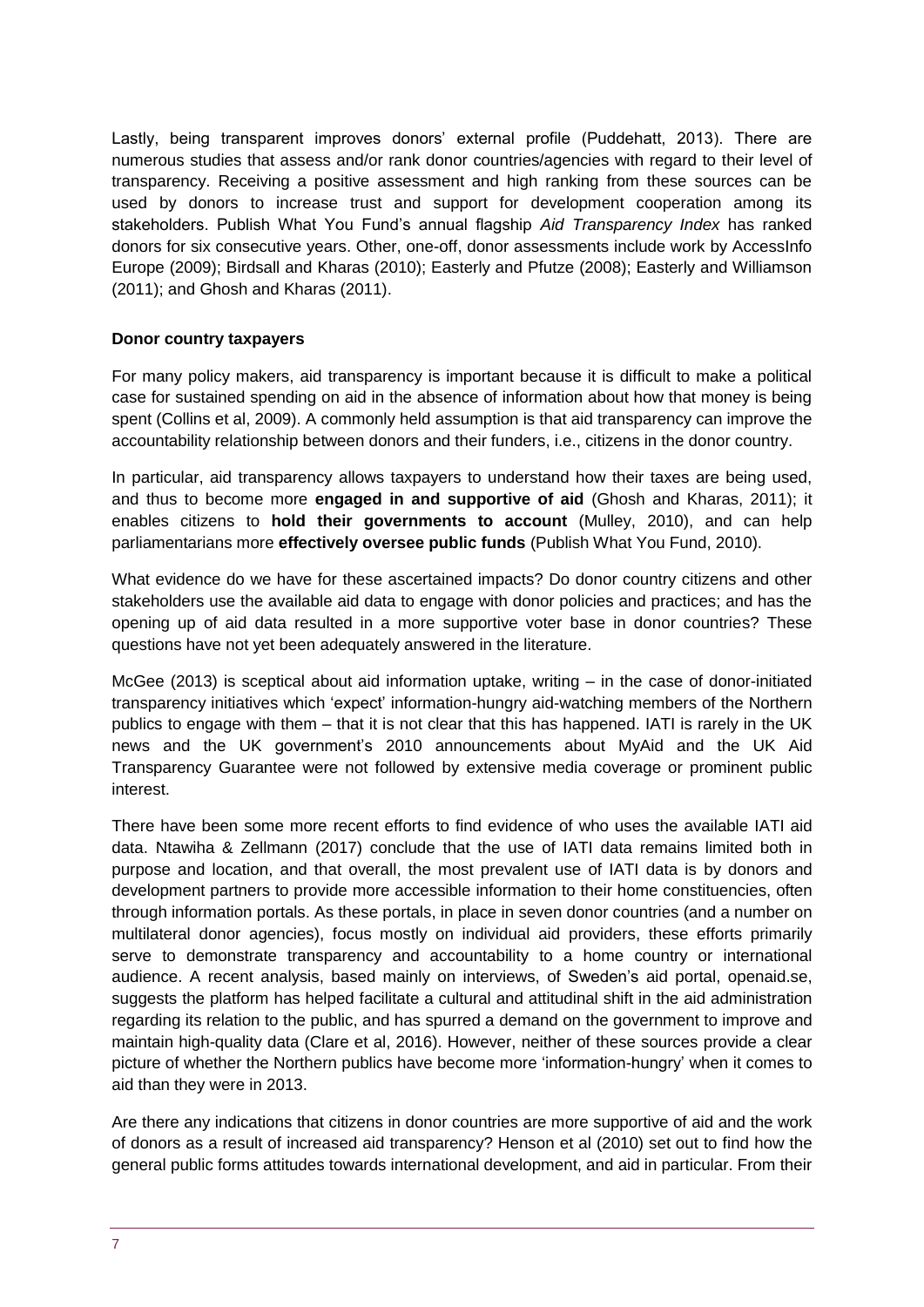Lastly, being transparent improves donors' external profile (Puddehatt, 2013). There are numerous studies that assess and/or rank donor countries/agencies with regard to their level of transparency. Receiving a positive assessment and high ranking from these sources can be used by donors to increase trust and support for development cooperation among its stakeholders. Publish What You Fund's annual flagship *Aid Transparency Index* has ranked donors for six consecutive years. Other, one-off, donor assessments include work by AccessInfo Europe (2009); Birdsall and Kharas (2010); Easterly and Pfutze (2008); Easterly and Williamson (2011); and Ghosh and Kharas (2011).

**Donor country taxpayers**

For many policy makers, aid transparency is important because it is difficult to make a political case for sustained spending on aid in the absence of information about how that money is being spent (Collins et al, 2009). A commonly held assumption is that aid transparency can improve the accountability relationship between donors and their funders, i.e., citizens in the donor country.

In particular, aid transparency allows taxpayers to understand how their taxes are being used, and thus to become more **engaged in and supportive of aid** (Ghosh and Kharas, 2011); it enables citizens to **hold their governments to account** (Mulley, 2010), and can help parliamentarians more **effectively oversee public funds** (Publish What You Fund, 2010).

What evidence do we have for these ascertained impacts? Do donor country citizens and other stakeholders use the available aid data to engage with donor policies and practices; and has the opening up of aid data resulted in a more supportive voter base in donor countries? These questions have not yet been adequately answered in the literature.

McGee (2013) is sceptical about aid information uptake, writing – in the case of donor-initiated transparency initiatives which 'expect' information-hungry aid-watching members of the Northern publics to engage with them – that it is not clear that this has happened. IATI is rarely in the UK news and the UK government's 2010 announcements about MyAid and the UK Aid Transparency Guarantee were not followed by extensive media coverage or prominent public interest.

There have been some more recent efforts to find evidence of who uses the available IATI aid data. Ntawiha & Zellmann (2017) conclude that the use of IATI data remains limited both in purpose and location, and that overall, the most prevalent use of IATI data is by donors and development partners to provide more accessible information to their home constituencies, often through information portals. As these portals, in place in seven donor countries (and a number on multilateral donor agencies), focus mostly on individual aid providers, these efforts primarily serve to demonstrate transparency and accountability to a home country or international audience. A recent analysis, based mainly on interviews, of Sweden's aid portal, openaid.se, suggests the platform has helped facilitate a cultural and attitudinal shift in the aid administration regarding its relation to the public, and has spurred a demand on the government to improve and maintain high-quality data (Clare et al, 2016). However, neither of these sources provide a clear picture of whether the Northern publics have become more 'information-hungry' when it comes to aid than they were in 2013.

Are there any indications that citizens in donor countries are more supportive of aid and the work of donors as a result of increased aid transparency? Henson et al (2010) set out to find how the general public forms attitudes towards international development, and aid in particular. From their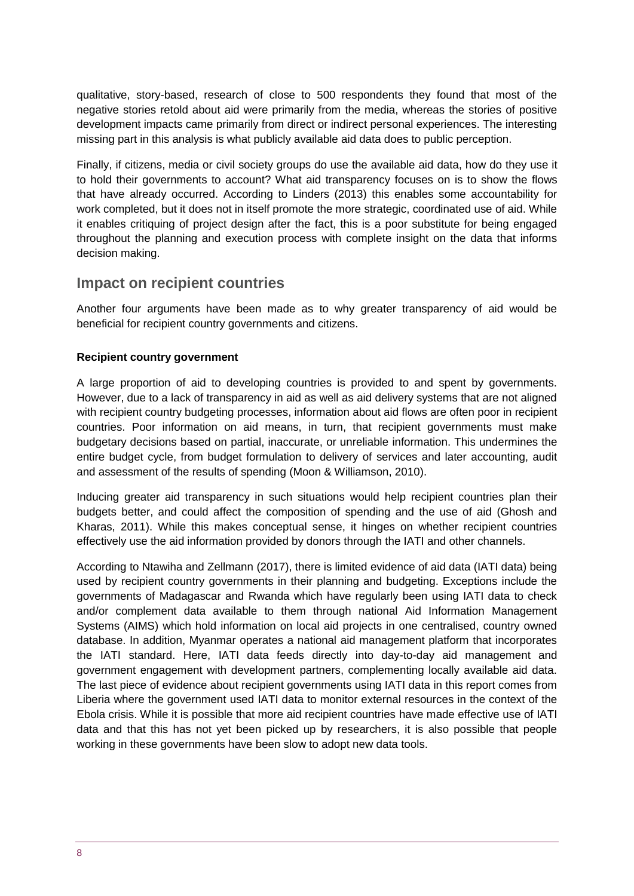qualitative, story-based, research of close to 500 respondents they found that most of the negative stories retold about aid were primarily from the media, whereas the stories of positive development impacts came primarily from direct or indirect personal experiences. The interesting missing part in this analysis is what publicly available aid data does to public perception.

Finally, if citizens, media or civil society groups do use the available aid data, how do they use it to hold their governments to account? What aid transparency focuses on is to show the flows that have already occurred. According to Linders (2013) this enables some accountability for work completed, but it does not in itself promote the more strategic, coordinated use of aid. While it enables critiquing of project design after the fact, this is a poor substitute for being engaged throughout the planning and execution process with complete insight on the data that informs decision making.

## Impact on recipient countries

Another four arguments have been made as to why greater transparency of aid would be beneficial for recipient country governments and citizens.

**Recipient country government**

A large proportion of aid to developing countries is provided to and spent by governments. However, due to a lack of transparency in aid as well as aid delivery systems that are not aligned with recipient country budgeting processes, information about aid flows are often poor in recipient countries. Poor information on aid means, in turn, that recipient governments must make budgetary decisions based on partial, inaccurate, or unreliable information. This undermines the entire budget cycle, from budget formulation to delivery of services and later accounting, audit and assessment of the results of spending (Moon & Williamson, 2010).

Inducing greater aid transparency in such situations would help recipient countries plan their budgets better, and could affect the composition of spending and the use of aid (Ghosh and Kharas, 2011). While this makes conceptual sense, it hinges on whether recipient countries effectively use the aid information provided by donors through the IATI and other channels.

According to Ntawiha and Zellmann (2017), there is limited evidence of aid data (IATI data) being used by recipient country governments in their planning and budgeting. Exceptions include the governments of Madagascar and Rwanda which have regularly been using IATI data to check and/or complement data available to them through national Aid Information Management Systems (AIMS) which hold information on local aid projects in one centralised, country owned database. In addition, Myanmar operates a national aid management platform that incorporates the IATI standard. Here, IATI data feeds directly into day-to-day aid management and government engagement with development partners, complementing locally available aid data. The last piece of evidence about recipient governments using IATI data in this report comes from Liberia where the government used IATI data to monitor external resources in the context of the Ebola crisis. While it is possible that more aid recipient countries have made effective use of IATI data and that this has not yet been picked up by researchers, it is also possible that people working in these governments have been slow to adopt new data tools.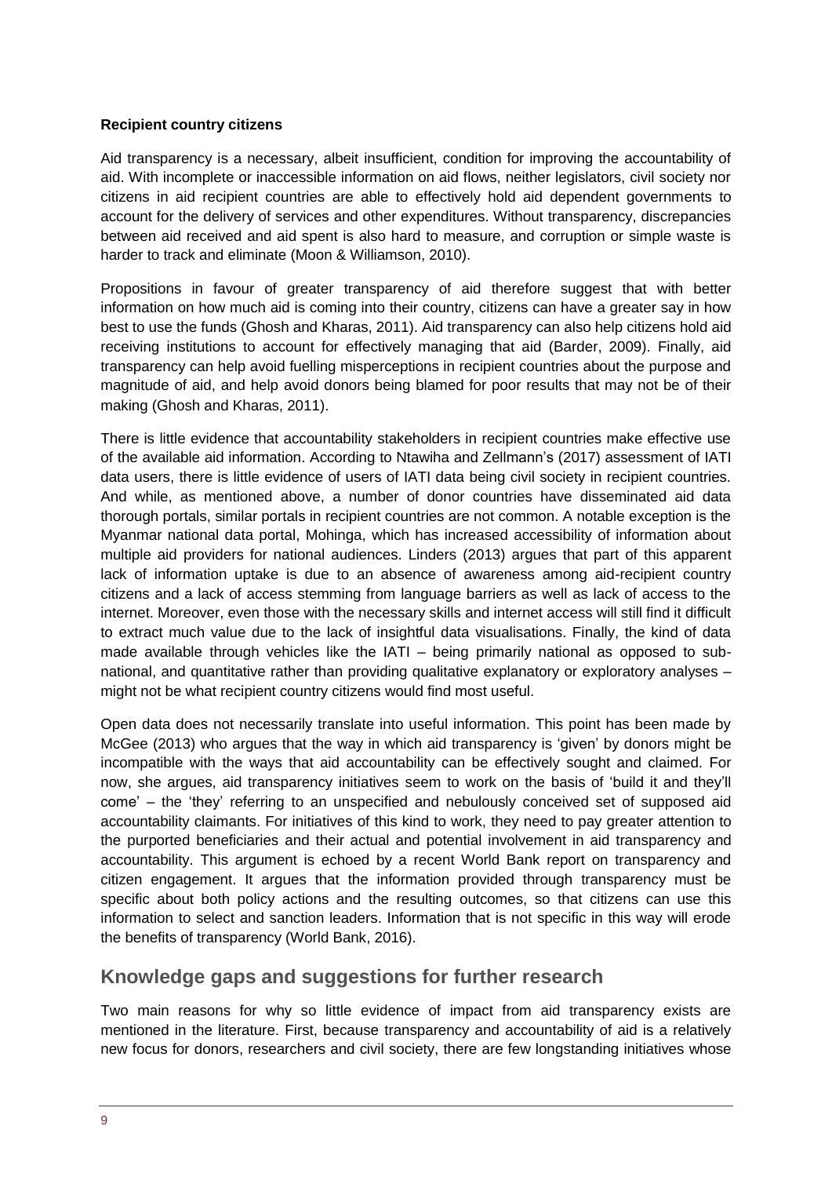**Recipient country citizens**

Aid transparency is a necessary, albeit insufficient, condition for improving the accountability of aid. With incomplete or inaccessible information on aid flows, neither legislators, civil society nor citizens in aid recipient countries are able to effectively hold aid dependent governments to account for the delivery of services and other expenditures. Without transparency, discrepancies between aid received and aid spent is also hard to measure, and corruption or simple waste is harder to track and eliminate (Moon & Williamson, 2010).

Propositions in favour of greater transparency of aid therefore suggest that with better information on how much aid is coming into their country, citizens can have a greater say in how best to use the funds (Ghosh and Kharas, 2011). Aid transparency can also help citizens hold aid receiving institutions to account for effectively managing that aid (Barder, 2009). Finally, aid transparency can help avoid fuelling misperceptions in recipient countries about the purpose and magnitude of aid, and help avoid donors being blamed for poor results that may not be of their making (Ghosh and Kharas, 2011).

There is little evidence that accountability stakeholders in recipient countries make effective use of the available aid information. According to Ntawiha and Zellmann's (2017) assessment of IATI data users, there is little evidence of users of IATI data being civil society in recipient countries. And while, as mentioned above, a number of donor countries have disseminated aid data thorough portals, similar portals in recipient countries are not common. A notable exception is the Myanmar national data portal, Mohinga, which has increased accessibility of information about multiple aid providers for national audiences. Linders (2013) argues that part of this apparent lack of information uptake is due to an absence of awareness among aid-recipient country citizens and a lack of access stemming from language barriers as well as lack of access to the internet. Moreover, even those with the necessary skills and internet access will still find it difficult to extract much value due to the lack of insightful data visualisations. Finally, the kind of data made available through vehicles like the IATI – being primarily national as opposed to sub-national, and quantitative rather than providing qualitative explanatory or exploratory analyses – might not be what recipient country citizens would find most useful.

Open data does not necessarily translate into useful information. This point has been made by McGee (2013) who argues that the way in which aid transparency is 'given' by donors might be incompatible with the ways that aid accountability can be effectively sought and claimed. For now, she argues, aid transparency initiatives seem to work on the basis of 'build it and they'll come' – the 'they' referring to an unspecified and nebulously conceived set of supposed aid accountability claimants. For initiatives of this kind to work, they need to pay greater attention to the purported beneficiaries and their actual and potential involvement in aid transparency and accountability. This argument is echoed by a recent World Bank report on transparency and citizen engagement. It argues that the information provided through transparency must be specific about both policy actions and the resulting outcomes, so that citizens can use this information to select and sanction leaders. Information that is not specific in this way will erode the benefits of transparency (World Bank, 2016).

## Knowledge gaps and suggestions for further research

Two main reasons for why so little evidence of impact from aid transparency exists are mentioned in the literature. First, because transparency and accountability of aid is a relatively new focus for donors, researchers and civil society, there are few longstanding initiatives whose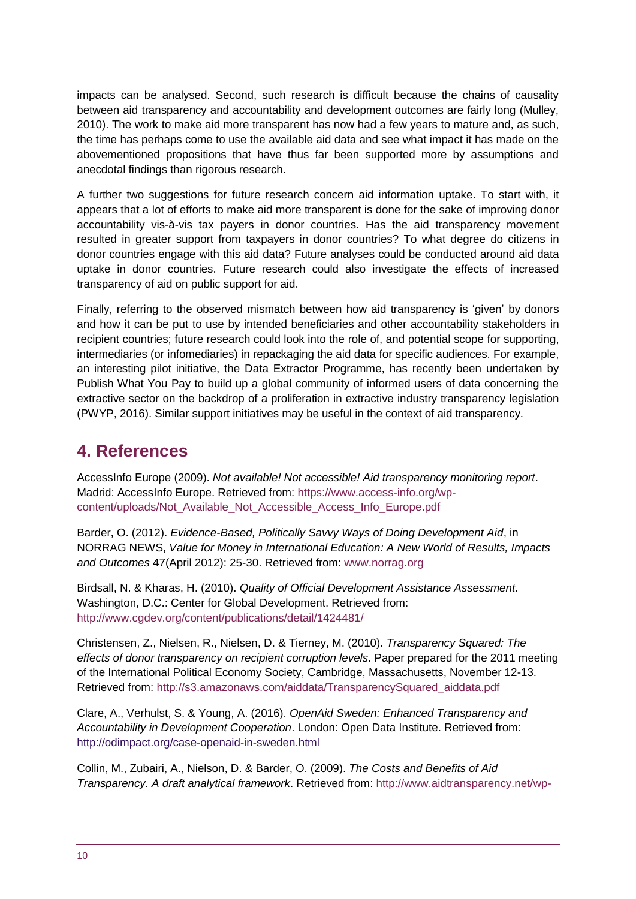impacts can be analysed. Second, such research is difficult because the chains of causality between aid transparency and accountability and development outcomes are fairly long (Mulley, 2010). The work to make aid more transparent has now had a few years to mature and, as such, the time has perhaps come to use the available aid data and see what impact it has made on the abovementioned propositions that have thus far been supported more by assumptions and anecdotal findings than rigorous research.

A further two suggestions for future research concern aid information uptake. To start with, it appears that a lot of efforts to make aid more transparent is done for the sake of improving donor accountability vis-à-vis tax payers in donor countries. Has the aid transparency movement resulted in greater support from taxpayers in donor countries? To what degree do citizens in donor countries engage with this aid data? Future analyses could be conducted around aid data uptake in donor countries. Future research could also investigate the effects of increased transparency of aid on public support for aid.

Finally, referring to the observed mismatch between how aid transparency is 'given' by donors and how it can be put to use by intended beneficiaries and other accountability stakeholders in recipient countries; future research could look into the role of, and potential scope for supporting, intermediaries (or infomediaries) in repackaging the aid data for specific audiences. For example, an interesting pilot initiative, the Data Extractor Programme, has recently been undertaken by Publish What You Pay to build up a global community of informed users of data concerning the extractive sector on the backdrop of a proliferation in extractive industry transparency legislation (PWYP, 2016). Similar support initiatives may be useful in the context of aid transparency.

## 4. References

AccessInfo Europe (2009). *Not available! Not accessible! Aid transparency monitoring report*. Madrid: AccessInfo Europe. Retrieved from: https://www.access-info.org/wp-content/uploads/Not_Available_Not_Accessible_Access_Info_Europe.pdf

Barder, O. (2012). *Evidence-Based, Politically Savvy Ways of Doing Development Aid*, in NORRAG NEWS, *Value for Money in International Education: A New World of Results, Impacts and Outcomes* 47(April 2012): 25-30. Retrieved from: www.norrag.org

Birdsall, N. & Kharas, H. (2010). *Quality of Official Development Assistance Assessment*. Washington, D.C.: Center for Global Development. Retrieved from: http://www.cgdev.org/content/publications/detail/1424481/

Christensen, Z., Nielsen, R., Nielsen, D. & Tierney, M. (2010). *Transparency Squared: The effects of donor transparency on recipient corruption levels*. Paper prepared for the 2011 meeting of the International Political Economy Society, Cambridge, Massachusetts, November 12-13. Retrieved from: http://s3.amazonaws.com/aiddata/TransparencySquared_aiddata.pdf

Clare, A., Verhulst, S. & Young, A. (2016). *OpenAid Sweden: Enhanced Transparency and Accountability in Development Cooperation*. London: Open Data Institute. Retrieved from: http://odimpact.org/case-openaid-in-sweden.html

Collin, M., Zubairi, A., Nielson, D. & Barder, O. (2009). *The Costs and Benefits of Aid Transparency. A draft analytical framework*. Retrieved from: http://www.aidtransparency.net/wp-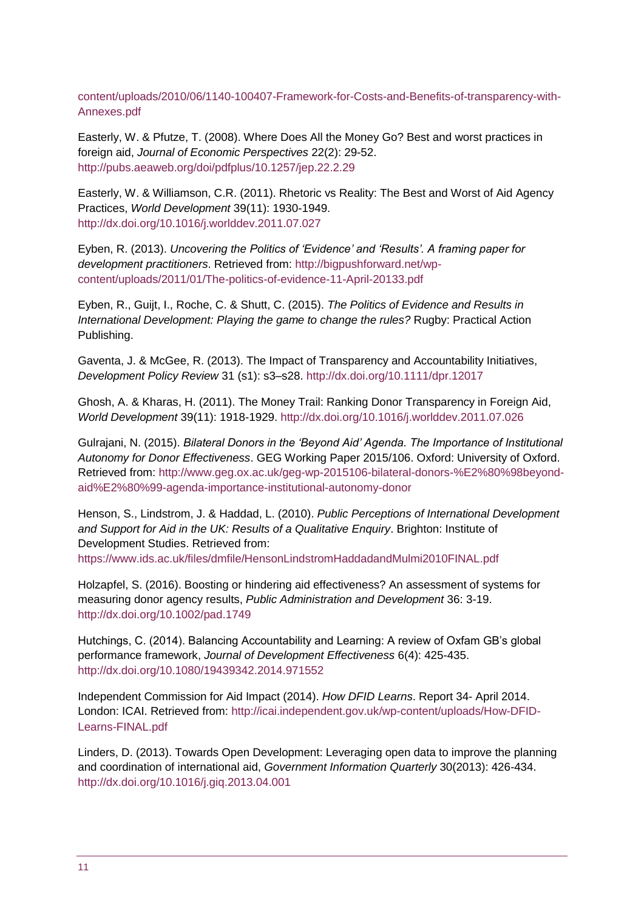content/uploads/2010/06/1140-100407-Framework-for-Costs-and-Benefits-of-transparency-with-Annexes.pdf

Easterly, W. & Pfutze, T. (2008). Where Does All the Money Go? Best and worst practices in foreign aid, *Journal of Economic Perspectives* 22(2): 29-52. http://pubs.aeaweb.org/doi/pdfplus/10.1257/jep.22.2.29

Easterly, W. & Williamson, C.R. (2011). Rhetoric vs Reality: The Best and Worst of Aid Agency Practices, *World Development* 39(11): 1930-1949. http://dx.doi.org/10.1016/j.worlddev.2011.07.027

Eyben, R. (2013). *Uncovering the Politics of 'Evidence' and 'Results'. A framing paper for development practitioners*. Retrieved from: http://bigpushforward.net/wp-content/uploads/2011/01/The-politics-of-evidence-11-April-20133.pdf

Eyben, R., Guijt, I., Roche, C. & Shutt, C. (2015). *The Politics of Evidence and Results in International Development: Playing the game to change the rules?* Rugby: Practical Action Publishing.

Gaventa, J. & McGee, R. (2013). The Impact of Transparency and Accountability Initiatives, *Development Policy Review* 31 (s1): s3–s28. http://dx.doi.org/10.1111/dpr.12017

Ghosh, A. & Kharas, H. (2011). The Money Trail: Ranking Donor Transparency in Foreign Aid, *World Development* 39(11): 1918-1929. http://dx.doi.org/10.1016/j.worlddev.2011.07.026

Gulrajani, N. (2015). *Bilateral Donors in the 'Beyond Aid' Agenda. The Importance of Institutional Autonomy for Donor Effectiveness*. GEG Working Paper 2015/106. Oxford: University of Oxford. Retrieved from: http://www.geg.ox.ac.uk/geg-wp-2015106-bilateral-donors-%E2%80%98beyond-aid%E2%80%99-agenda-importance-institutional-autonomy-donor

Henson, S., Lindstrom, J. & Haddad, L. (2010). *Public Perceptions of International Development and Support for Aid in the UK: Results of a Qualitative Enquiry*. Brighton: Institute of Development Studies. Retrieved from: https://www.ids.ac.uk/files/dmfile/HensonLindstromHaddadandMulmi2010FINAL.pdf

Holzapfel, S. (2016). Boosting or hindering aid effectiveness? An assessment of systems for measuring donor agency results, *Public Administration and Development* 36: 3-19. http://dx.doi.org/10.1002/pad.1749

Hutchings, C. (2014). Balancing Accountability and Learning: A review of Oxfam GB's global performance framework, *Journal of Development Effectiveness* 6(4): 425-435. http://dx.doi.org/10.1080/19439342.2014.971552

Independent Commission for Aid Impact (2014). *How DFID Learns*. Report 34- April 2014. London: ICAI. Retrieved from: http://icai.independent.gov.uk/wp-content/uploads/How-DFID-Learns-FINAL.pdf

Linders, D. (2013). Towards Open Development: Leveraging open data to improve the planning and coordination of international aid, *Government Information Quarterly* 30(2013): 426-434. http://dx.doi.org/10.1016/j.giq.2013.04.001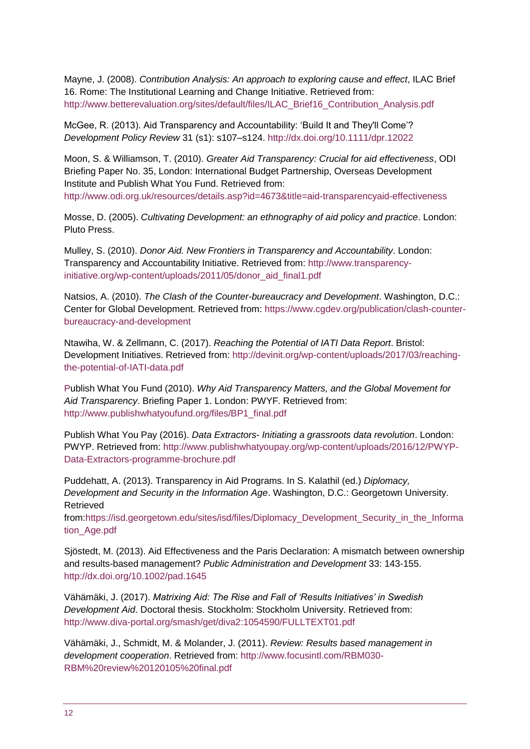Mayne, J. (2008). *Contribution Analysis: An approach to exploring cause and effect*, ILAC Brief 16. Rome: The Institutional Learning and Change Initiative. Retrieved from: http://www.betterevaluation.org/sites/default/files/ILAC_Brief16_Contribution_Analysis.pdf

McGee, R. (2013). Aid Transparency and Accountability: 'Build It and They'll Come'? *Development Policy Review* 31 (s1): s107–s124. http://dx.doi.org/10.1111/dpr.12022

Moon, S. & Williamson, T. (2010). *Greater Aid Transparency: Crucial for aid effectiveness*, ODI Briefing Paper No. 35, London: International Budget Partnership, Overseas Development Institute and Publish What You Fund. Retrieved from: http://www.odi.org.uk/resources/details.asp?id=4673&title=aid-transparencyaid-effectiveness

Mosse, D. (2005). *Cultivating Development: an ethnography of aid policy and practice*. London: Pluto Press.

Mulley, S. (2010). *Donor Aid. New Frontiers in Transparency and Accountability*. London: Transparency and Accountability Initiative. Retrieved from: http://www.transparency-initiative.org/wp-content/uploads/2011/05/donor_aid_final1.pdf

Natsios, A. (2010). *The Clash of the Counter-bureaucracy and Development*. Washington, D.C.: Center for Global Development. Retrieved from: https://www.cgdev.org/publication/clash-counter-bureaucracy-and-development

Ntawiha, W. & Zellmann, C. (2017). *Reaching the Potential of IATI Data Report*. Bristol: Development Initiatives. Retrieved from: http://devinit.org/wp-content/uploads/2017/03/reaching-the-potential-of-IATI-data.pdf

Publish What You Fund (2010). *Why Aid Transparency Matters, and the Global Movement for Aid Transparency*. Briefing Paper 1. London: PWYF. Retrieved from: http://www.publishwhatyoufund.org/files/BP1_final.pdf

Publish What You Pay (2016). *Data Extractors- Initiating a grassroots data revolution*. London: PWYP. Retrieved from: http://www.publishwhatyoupay.org/wp-content/uploads/2016/12/PWYP-Data-Extractors-programme-brochure.pdf

Puddehatt, A. (2013). Transparency in Aid Programs. In S. Kalathil (ed.) *Diplomacy, Development and Security in the Information Age*. Washington, D.C.: Georgetown University. Retrieved from:https://isd.georgetown.edu/sites/isd/files/Diplomacy_Development_Security_in_the_Information_Age.pdf

Sjöstedt, M. (2013). Aid Effectiveness and the Paris Declaration: A mismatch between ownership and results-based management? *Public Administration and Development* 33: 143-155. http://dx.doi.org/10.1002/pad.1645

Vähämäki, J. (2017). *Matrixing Aid: The Rise and Fall of 'Results Initiatives' in Swedish Development Aid*. Doctoral thesis. Stockholm: Stockholm University. Retrieved from: http://www.diva-portal.org/smash/get/diva2:1054590/FULLTEXT01.pdf

Vähämäki, J., Schmidt, M. & Molander, J. (2011). *Review: Results based management in development cooperation*. Retrieved from: http://www.focusintl.com/RBM030-RBM%20review%20120105%20final.pdf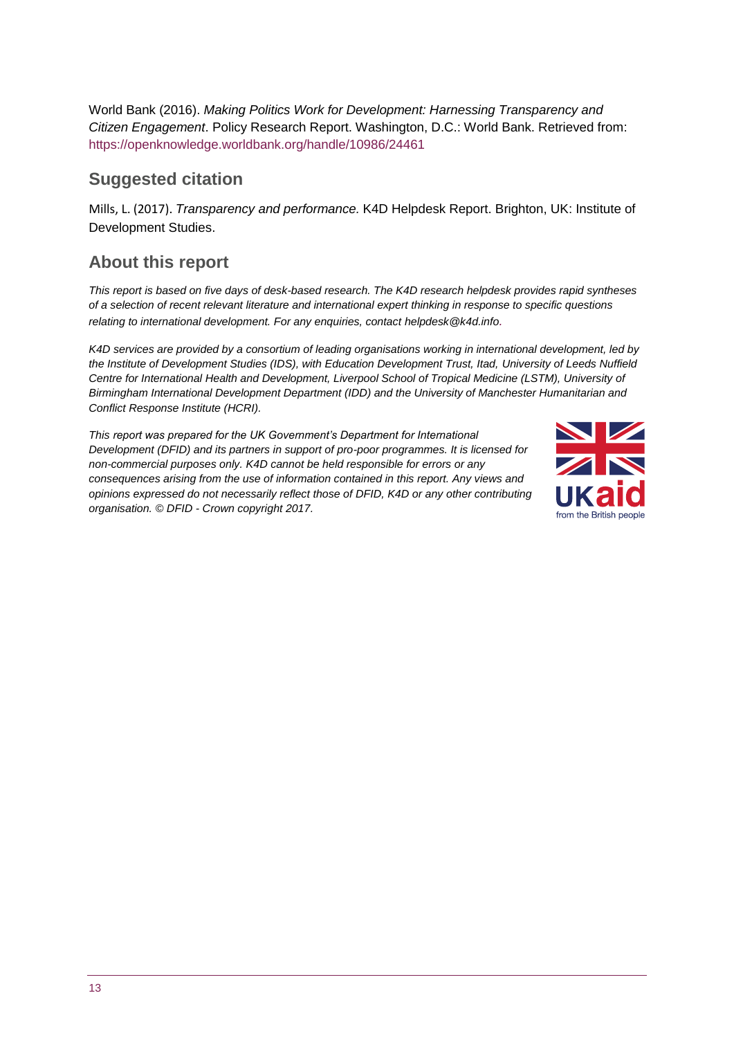World Bank (2016). *Making Politics Work for Development: Harnessing Transparency and Citizen Engagement*. Policy Research Report. Washington, D.C.: World Bank. Retrieved from: https://openknowledge.worldbank.org/handle/10986/24461

## Suggested citation

Mills, L. (2017). *Transparency and performance.* K4D Helpdesk Report. Brighton, UK: Institute of Development Studies.

## About this report

*This report is based on five days of desk-based research. The K4D research helpdesk provides rapid syntheses of a selection of recent relevant literature and international expert thinking in response to specific questions relating to international development. For any enquiries, contact helpdesk@k4d.info.*

*K4D services are provided by a consortium of leading organisations working in international development, led by the Institute of Development Studies (IDS), with Education Development Trust, Itad, University of Leeds Nuffield Centre for International Health and Development, Liverpool School of Tropical Medicine (LSTM), University of Birmingham International Development Department (IDD) and the University of Manchester Humanitarian and Conflict Response Institute (HCRI).*

*This report was prepared for the UK Government's Department for International Development (DFID) and its partners in support of pro-poor programmes. It is licensed for non-commercial purposes only. K4D cannot be held responsible for errors or any consequences arising from the use of information contained in this report. Any views and opinions expressed do not necessarily reflect those of DFID, K4D or any other contributing organisation. © DFID - Crown copyright 2017.*

UKaid from the British people